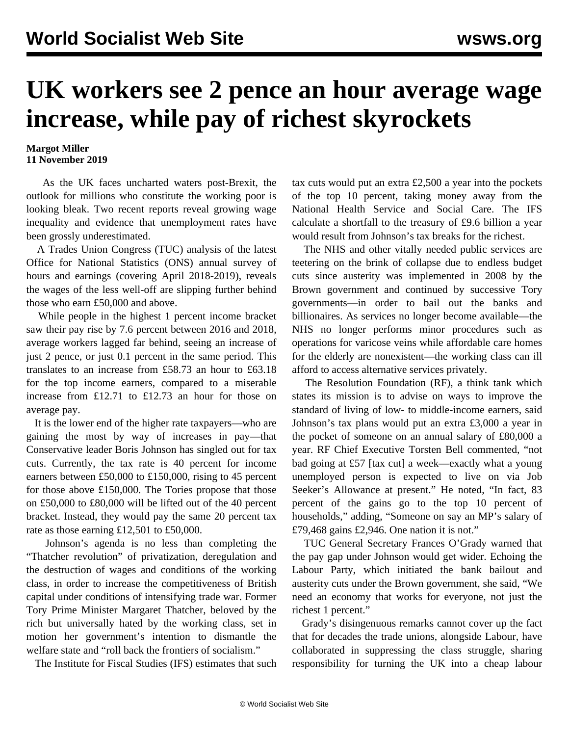# UK workers see 2 pence an hour average wage increase, while pay of richest skyrockets

**Margot Miller**
**11 November 2019**

As the UK faces uncharted waters post-Brexit, the outlook for millions who constitute the working poor is looking bleak. Two recent reports reveal growing wage inequality and evidence that unemployment rates have been grossly underestimated.

A Trades Union Congress (TUC) analysis of the latest Office for National Statistics (ONS) annual survey of hours and earnings (covering April 2018-2019), reveals the wages of the less well-off are slipping further behind those who earn £50,000 and above.

While people in the highest 1 percent income bracket saw their pay rise by 7.6 percent between 2016 and 2018, average workers lagged far behind, seeing an increase of just 2 pence, or just 0.1 percent in the same period. This translates to an increase from £58.73 an hour to £63.18 for the top income earners, compared to a miserable increase from £12.71 to £12.73 an hour for those on average pay.

It is the lower end of the higher rate taxpayers—who are gaining the most by way of increases in pay—that Conservative leader Boris Johnson has singled out for tax cuts. Currently, the tax rate is 40 percent for income earners between £50,000 to £150,000, rising to 45 percent for those above £150,000. The Tories propose that those on £50,000 to £80,000 will be lifted out of the 40 percent bracket. Instead, they would pay the same 20 percent tax rate as those earning £12,501 to £50,000.

Johnson's agenda is no less than completing the "Thatcher revolution" of privatization, deregulation and the destruction of wages and conditions of the working class, in order to increase the competitiveness of British capital under conditions of intensifying trade war. Former Tory Prime Minister Margaret Thatcher, beloved by the rich but universally hated by the working class, set in motion her government's intention to dismantle the welfare state and "roll back the frontiers of socialism."

The Institute for Fiscal Studies (IFS) estimates that such tax cuts would put an extra £2,500 a year into the pockets of the top 10 percent, taking money away from the National Health Service and Social Care. The IFS calculate a shortfall to the treasury of £9.6 billion a year would result from Johnson's tax breaks for the richest.

The NHS and other vitally needed public services are teetering on the brink of collapse due to endless budget cuts since austerity was implemented in 2008 by the Brown government and continued by successive Tory governments—in order to bail out the banks and billionaires. As services no longer become available—the NHS no longer performs minor procedures such as operations for varicose veins while affordable care homes for the elderly are nonexistent—the working class can ill afford to access alternative services privately.

The Resolution Foundation (RF), a think tank which states its mission is to advise on ways to improve the standard of living of low- to middle-income earners, said Johnson's tax plans would put an extra £3,000 a year in the pocket of someone on an annual salary of £80,000 a year. RF Chief Executive Torsten Bell commented, "not bad going at £57 [tax cut] a week—exactly what a young unemployed person is expected to live on via Job Seeker's Allowance at present." He noted, "In fact, 83 percent of the gains go to the top 10 percent of households," adding, "Someone on say an MP's salary of £79,468 gains £2,946. One nation it is not."

TUC General Secretary Frances O'Grady warned that the pay gap under Johnson would get wider. Echoing the Labour Party, which initiated the bank bailout and austerity cuts under the Brown government, she said, "We need an economy that works for everyone, not just the richest 1 percent."

Grady's disingenuous remarks cannot cover up the fact that for decades the trade unions, alongside Labour, have collaborated in suppressing the class struggle, sharing responsibility for turning the UK into a cheap labour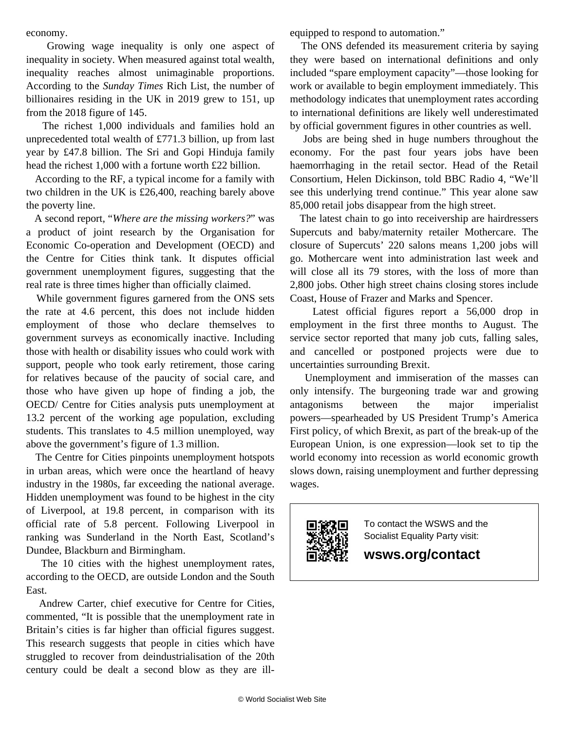economy.

Growing wage inequality is only one aspect of inequality in society. When measured against total wealth, inequality reaches almost unimaginable proportions. According to the *Sunday Times* Rich List, the number of billionaires residing in the UK in 2019 grew to 151, up from the 2018 figure of 145.

The richest 1,000 individuals and families hold an unprecedented total wealth of £771.3 billion, up from last year by £47.8 billion. The Sri and Gopi Hinduja family head the richest 1,000 with a fortune worth £22 billion.

According to the RF, a typical income for a family with two children in the UK is £26,400, reaching barely above the poverty line.

A second report, "*Where are the missing workers?*" was a product of joint research by the Organisation for Economic Co-operation and Development (OECD) and the Centre for Cities think tank. It disputes official government unemployment figures, suggesting that the real rate is three times higher than officially claimed.

While government figures garnered from the ONS sets the rate at 4.6 percent, this does not include hidden employment of those who declare themselves to government surveys as economically inactive. Including those with health or disability issues who could work with support, people who took early retirement, those caring for relatives because of the paucity of social care, and those who have given up hope of finding a job, the OECD/ Centre for Cities analysis puts unemployment at 13.2 percent of the working age population, excluding students. This translates to 4.5 million unemployed, way above the government's figure of 1.3 million.

The Centre for Cities pinpoints unemployment hotspots in urban areas, which were once the heartland of heavy industry in the 1980s, far exceeding the national average. Hidden unemployment was found to be highest in the city of Liverpool, at 19.8 percent, in comparison with its official rate of 5.8 percent. Following Liverpool in ranking was Sunderland in the North East, Scotland's Dundee, Blackburn and Birmingham.

The 10 cities with the highest unemployment rates, according to the OECD, are outside London and the South East.

Andrew Carter, chief executive for Centre for Cities, commented, "It is possible that the unemployment rate in Britain's cities is far higher than official figures suggest. This research suggests that people in cities which have struggled to recover from deindustrialisation of the 20th century could be dealt a second blow as they are ill-equipped to respond to automation."

The ONS defended its measurement criteria by saying they were based on international definitions and only included "spare employment capacity"—those looking for work or available to begin employment immediately. This methodology indicates that unemployment rates according to international definitions are likely well underestimated by official government figures in other countries as well.

Jobs are being shed in huge numbers throughout the economy. For the past four years jobs have been haemorrhaging in the retail sector. Head of the Retail Consortium, Helen Dickinson, told BBC Radio 4, "We'll see this underlying trend continue." This year alone saw 85,000 retail jobs disappear from the high street.

The latest chain to go into receivership are hairdressers Supercuts and baby/maternity retailer Mothercare. The closure of Supercuts' 220 salons means 1,200 jobs will go. Mothercare went into administration last week and will close all its 79 stores, with the loss of more than 2,800 jobs. Other high street chains closing stores include Coast, House of Frazer and Marks and Spencer.

Latest official figures report a 56,000 drop in employment in the first three months to August. The service sector reported that many job cuts, falling sales, and cancelled or postponed projects were due to uncertainties surrounding Brexit.

Unemployment and immiseration of the masses can only intensify. The burgeoning trade war and growing antagonisms between the major imperialist powers—spearheaded by US President Trump's America First policy, of which Brexit, as part of the break-up of the European Union, is one expression—look set to tip the world economy into recession as world economic growth slows down, raising unemployment and further depressing wages.

To contact the WSWS and the Socialist Equality Party visit:

**wsws.org/contact**